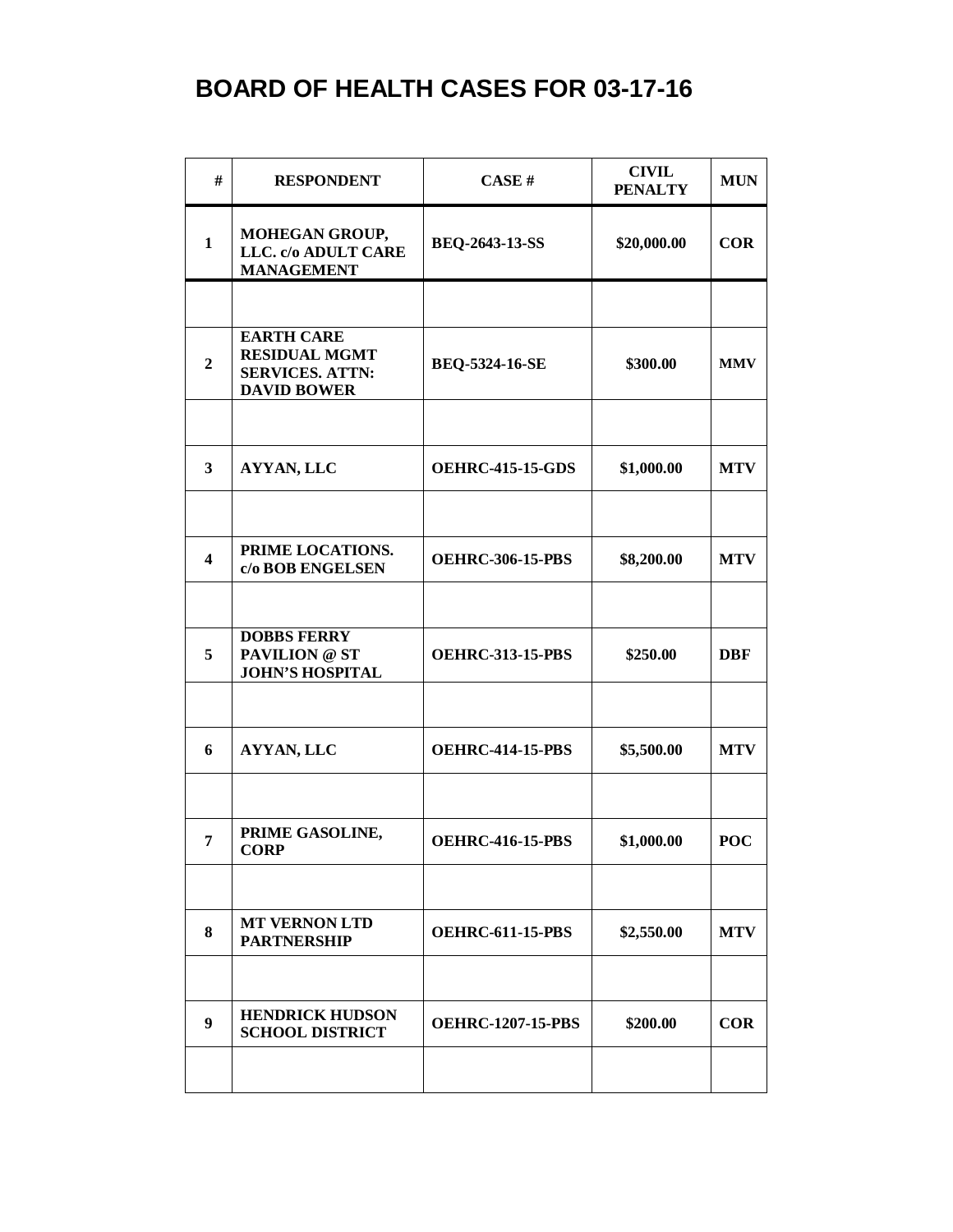# BOARD OF HEALTH CASES FOR 03-17-16

| # | RESPONDENT | CASE # | CIVIL PENALTY | MUN |
|---|---|---|---|---|
| 1 | MOHEGAN GROUP, LLC. c/o ADULT CARE MANAGEMENT | BEQ-2643-13-SS | $20,000.00 | COR |
| | | | | |
| 2 | EARTH CARE RESIDUAL MGMT SERVICES. ATTN: DAVID BOWER | BEQ-5324-16-SE | $300.00 | MMV |
| | | | | |
| 3 | AYYAN, LLC | OEHRC-415-15-GDS | $1,000.00 | MTV |
| | | | | |
| 4 | PRIME LOCATIONS. c/o BOB ENGELSEN | OEHRC-306-15-PBS | $8,200.00 | MTV |
| | | | | |
| 5 | DOBBS FERRY PAVILION @ ST JOHN'S HOSPITAL | OEHRC-313-15-PBS | $250.00 | DBF |
| | | | | |
| 6 | AYYAN, LLC | OEHRC-414-15-PBS | $5,500.00 | MTV |
| | | | | |
| 7 | PRIME GASOLINE, CORP | OEHRC-416-15-PBS | $1,000.00 | POC |
| | | | | |
| 8 | MT VERNON LTD PARTNERSHIP | OEHRC-611-15-PBS | $2,550.00 | MTV |
| | | | | |
| 9 | HENDRICK HUDSON SCHOOL DISTRICT | OEHRC-1207-15-PBS | $200.00 | COR |
| | | | | |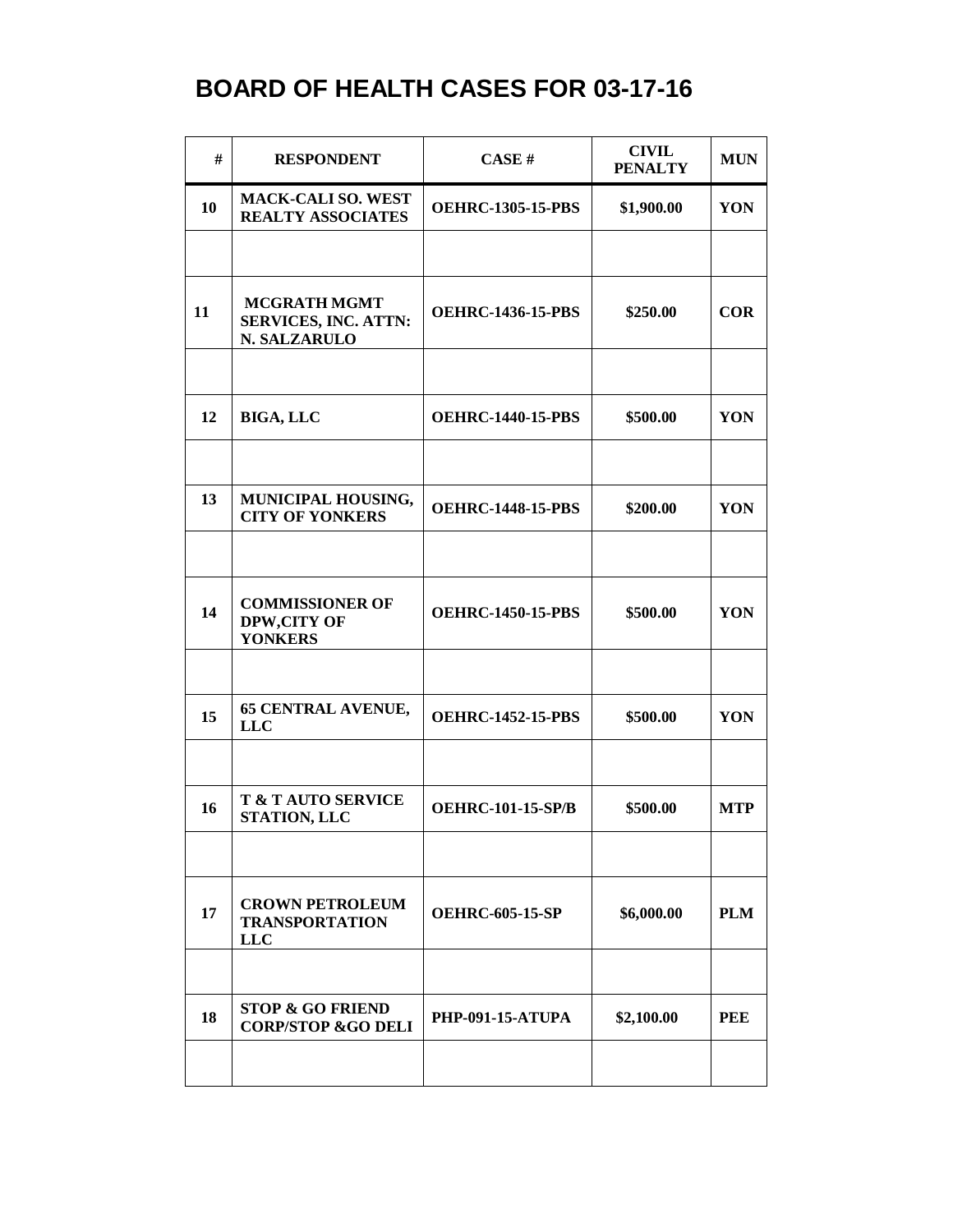# BOARD OF HEALTH CASES FOR 03-17-16

| # | RESPONDENT | CASE # | CIVIL PENALTY | MUN |
|---|---|---|---|---|
| 10 | MACK-CALI SO. WEST REALTY ASSOCIATES | OEHRC-1305-15-PBS | $1,900.00 | YON |
| | | | | |
| 11 | MCGRATH MGMT SERVICES, INC. ATTN: N. SALZARULO | OEHRC-1436-15-PBS | $250.00 | COR |
| | | | | |
| 12 | BIGA, LLC | OEHRC-1440-15-PBS | $500.00 | YON |
| | | | | |
| 13 | MUNICIPAL HOUSING, CITY OF YONKERS | OEHRC-1448-15-PBS | $200.00 | YON |
| | | | | |
| 14 | COMMISSIONER OF DPW,CITY OF YONKERS | OEHRC-1450-15-PBS | $500.00 | YON |
| | | | | |
| 15 | 65 CENTRAL AVENUE, LLC | OEHRC-1452-15-PBS | $500.00 | YON |
| | | | | |
| 16 | T & T AUTO SERVICE STATION, LLC | OEHRC-101-15-SP/B | $500.00 | MTP |
| | | | | |
| 17 | CROWN PETROLEUM TRANSPORTATION LLC | OEHRC-605-15-SP | $6,000.00 | PLM |
| | | | | |
| 18 | STOP & GO FRIEND CORP/STOP &GO DELI | PHP-091-15-ATUPA | $2,100.00 | PEE |
| | | | | |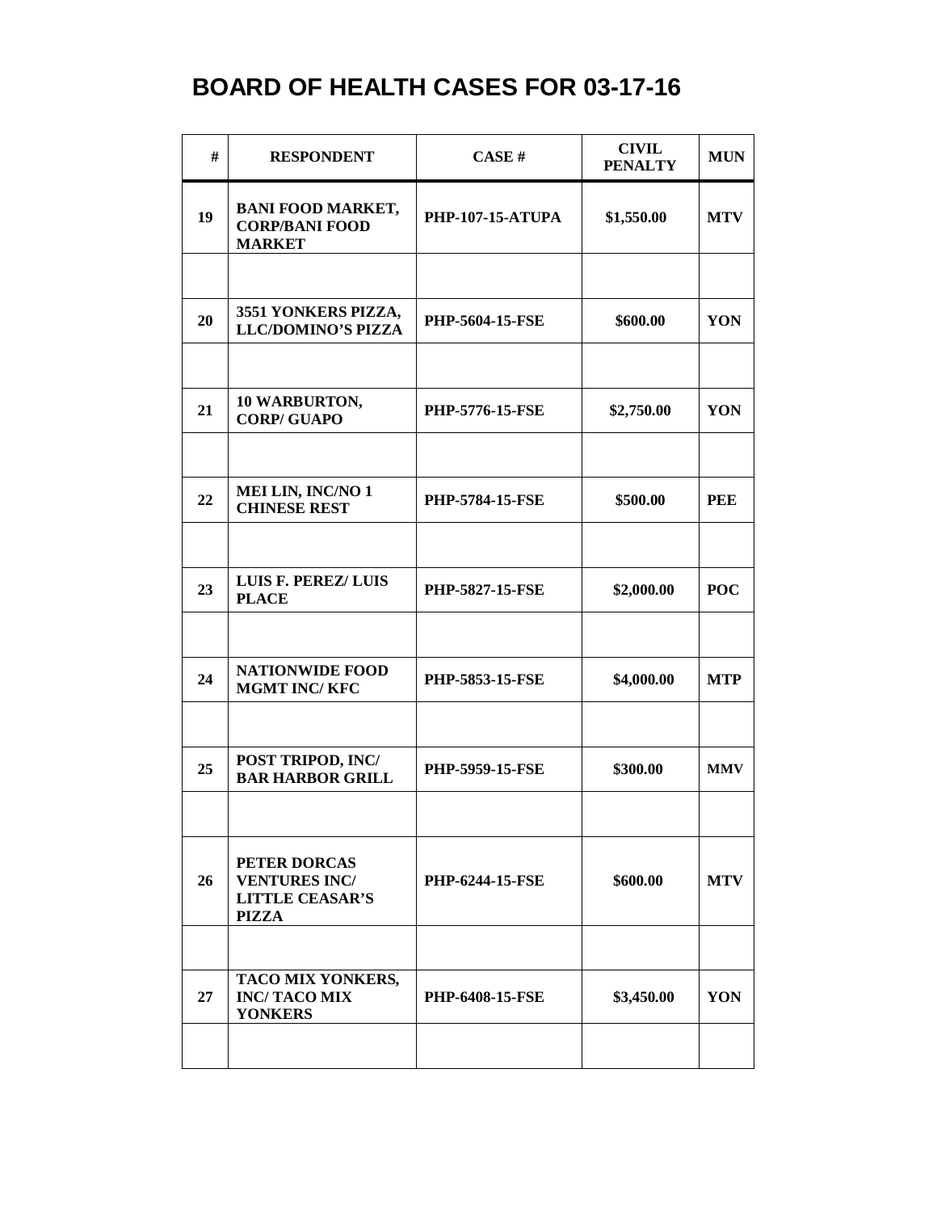# BOARD OF HEALTH CASES FOR 03-17-16

| # | RESPONDENT | CASE # | CIVIL PENALTY | MUN |
|---|---|---|---|---|
| 19 | BANI FOOD MARKET, CORP/BANI FOOD MARKET | PHP-107-15-ATUPA | $1,550.00 | MTV |
| | | | | |
| 20 | 3551 YONKERS PIZZA, LLC/DOMINO'S PIZZA | PHP-5604-15-FSE | $600.00 | YON |
| | | | | |
| 21 | 10 WARBURTON, CORP/ GUAPO | PHP-5776-15-FSE | $2,750.00 | YON |
| | | | | |
| 22 | MEI LIN, INC/NO 1 CHINESE REST | PHP-5784-15-FSE | $500.00 | PEE |
| | | | | |
| 23 | LUIS F. PEREZ/ LUIS PLACE | PHP-5827-15-FSE | $2,000.00 | POC |
| | | | | |
| 24 | NATIONWIDE FOOD MGMT INC/ KFC | PHP-5853-15-FSE | $4,000.00 | MTP |
| | | | | |
| 25 | POST TRIPOD, INC/ BAR HARBOR GRILL | PHP-5959-15-FSE | $300.00 | MMV |
| | | | | |
| 26 | PETER DORCAS VENTURES INC/ LITTLE CEASAR'S PIZZA | PHP-6244-15-FSE | $600.00 | MTV |
| | | | | |
| 27 | TACO MIX YONKERS, INC/ TACO MIX YONKERS | PHP-6408-15-FSE | $3,450.00 | YON |
| | | | | |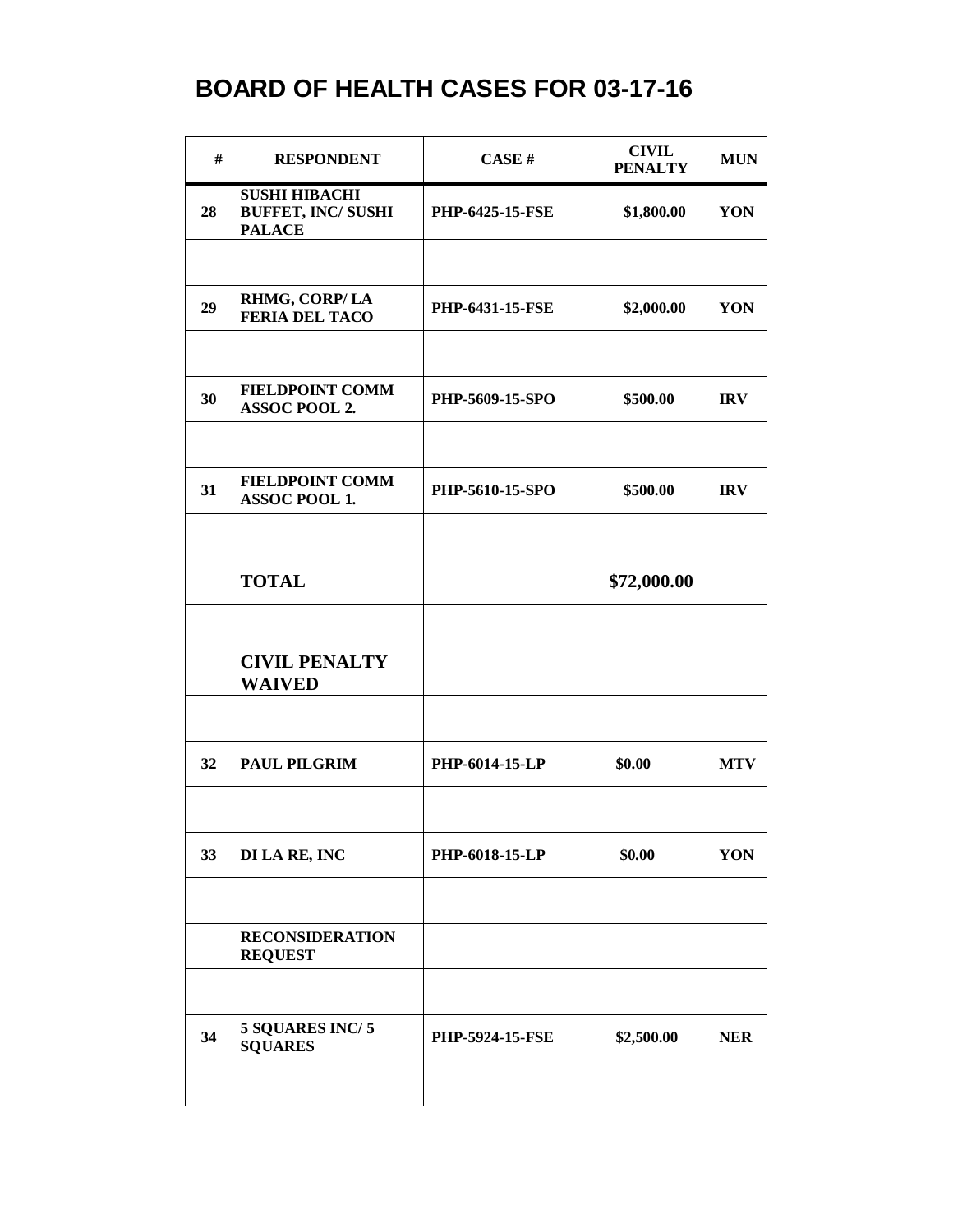# BOARD OF HEALTH CASES FOR 03-17-16

| # | RESPONDENT | CASE # | CIVIL PENALTY | MUN |
|---|---|---|---|---|
| 28 | SUSHI HIBACHI BUFFET, INC/ SUSHI PALACE | PHP-6425-15-FSE | $1,800.00 | YON |
| | | | | |
| 29 | RHMG, CORP/ LA FERIA DEL TACO | PHP-6431-15-FSE | $2,000.00 | YON |
| | | | | |
| 30 | FIELDPOINT COMM ASSOC POOL 2. | PHP-5609-15-SPO | $500.00 | IRV |
| | | | | |
| 31 | FIELDPOINT COMM ASSOC POOL 1. | PHP-5610-15-SPO | $500.00 | IRV |
| | | | | |
| | **TOTAL** | | **$72,000.00** | |
| | | | | |
| | **CIVIL PENALTY WAIVED** | | | |
| | | | | |
| 32 | PAUL PILGRIM | PHP-6014-15-LP | $0.00 | MTV |
| | | | | |
| 33 | DI LA RE, INC | PHP-6018-15-LP | $0.00 | YON |
| | | | | |
| | **RECONSIDERATION REQUEST** | | | |
| | | | | |
| 34 | 5 SQUARES INC/ 5 SQUARES | PHP-5924-15-FSE | $2,500.00 | NER |
| | | | | |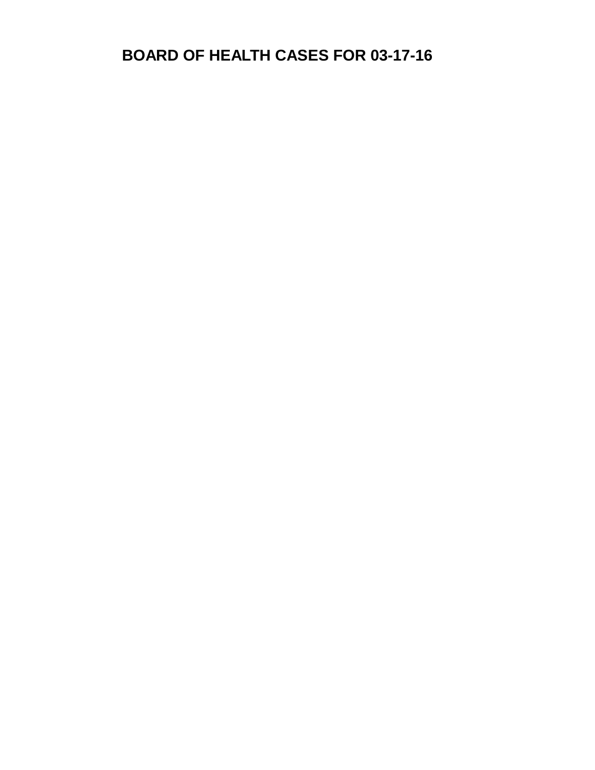# BOARD OF HEALTH CASES FOR 03-17-16